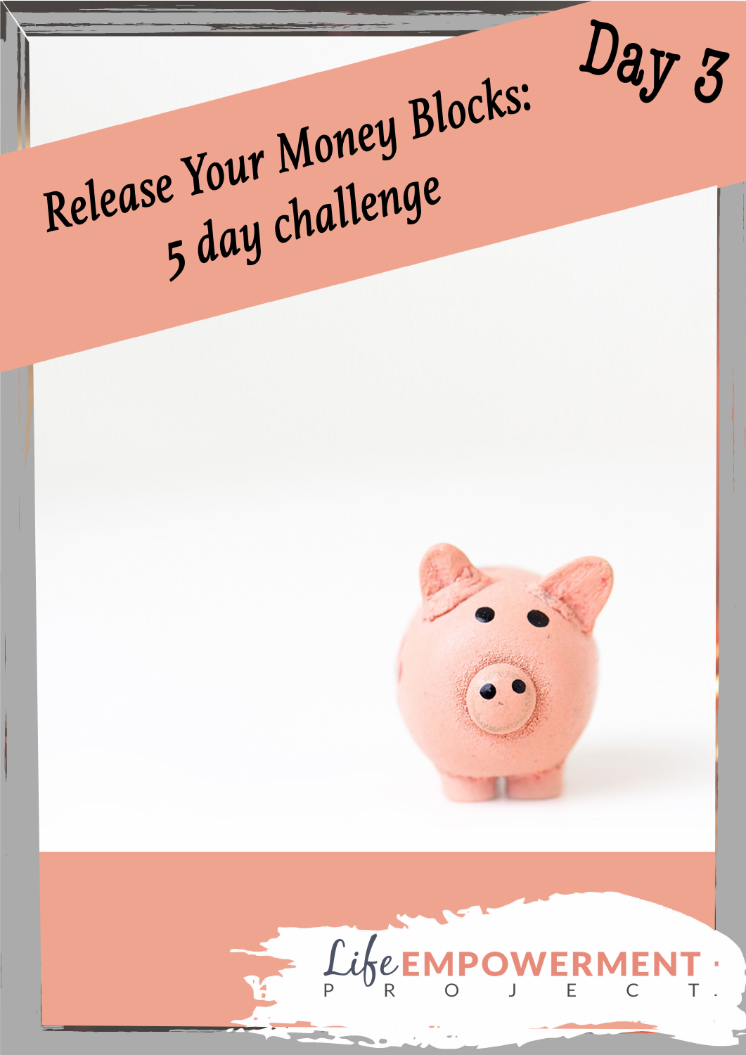# Release Your Money Blocks: 5 day challenge

## Day 3

Life EMPOWERMENT PROJECT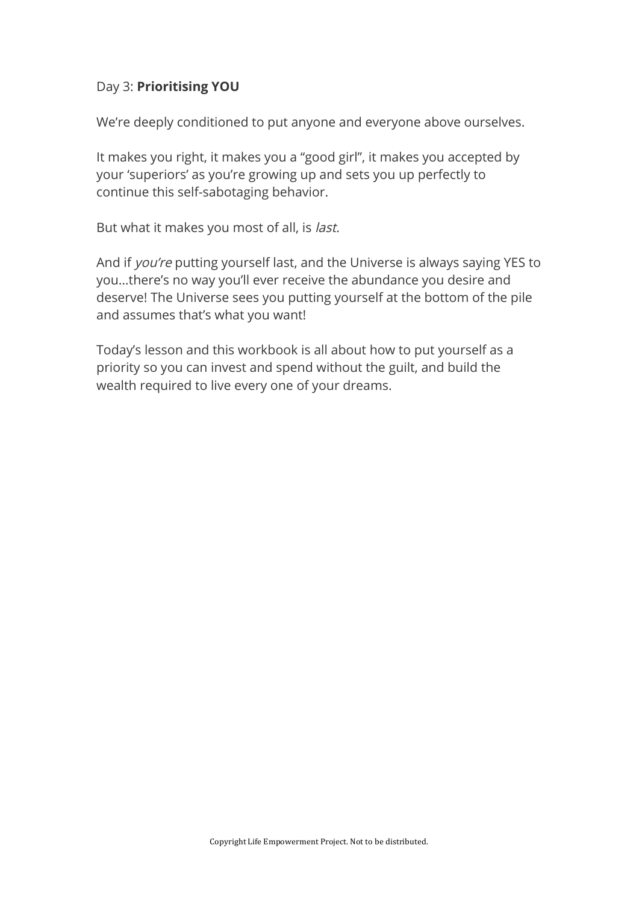Day 3: **Prioritising YOU**

We're deeply conditioned to put anyone and everyone above ourselves.

It makes you right, it makes you a "good girl", it makes you accepted by your 'superiors' as you're growing up and sets you up perfectly to continue this self-sabotaging behavior.

But what it makes you most of all, is *last.*

And if *you're* putting yourself last, and the Universe is always saying YES to you…there's no way you'll ever receive the abundance you desire and deserve! The Universe sees you putting yourself at the bottom of the pile and assumes that's what you want!

Today's lesson and this workbook is all about how to put yourself as a priority so you can invest and spend without the guilt, and build the wealth required to live every one of your dreams.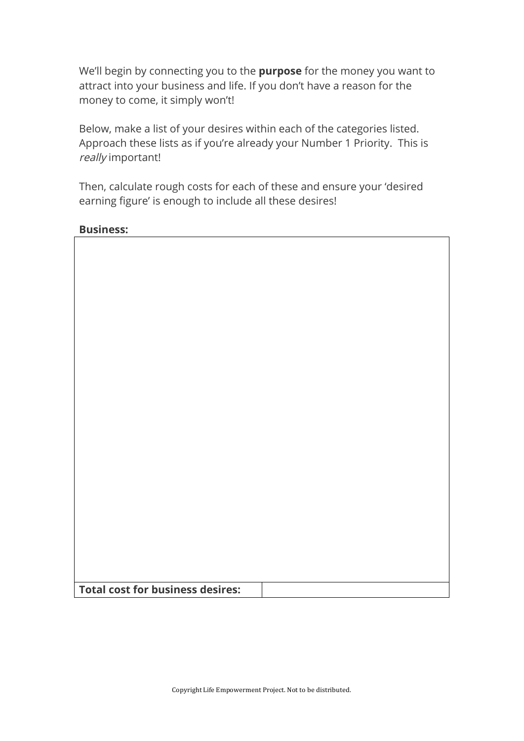We'll begin by connecting you to the **purpose** for the money you want to attract into your business and life. If you don't have a reason for the money to come, it simply won't!

Below, make a list of your desires within each of the categories listed. Approach these lists as if you're already your Number 1 Priority. This is *really* important!

Then, calculate rough costs for each of these and ensure your 'desired earning figure' is enough to include all these desires!

**Business:**

| | |
|---|---|
| | |
| **Total cost for business desires:** | |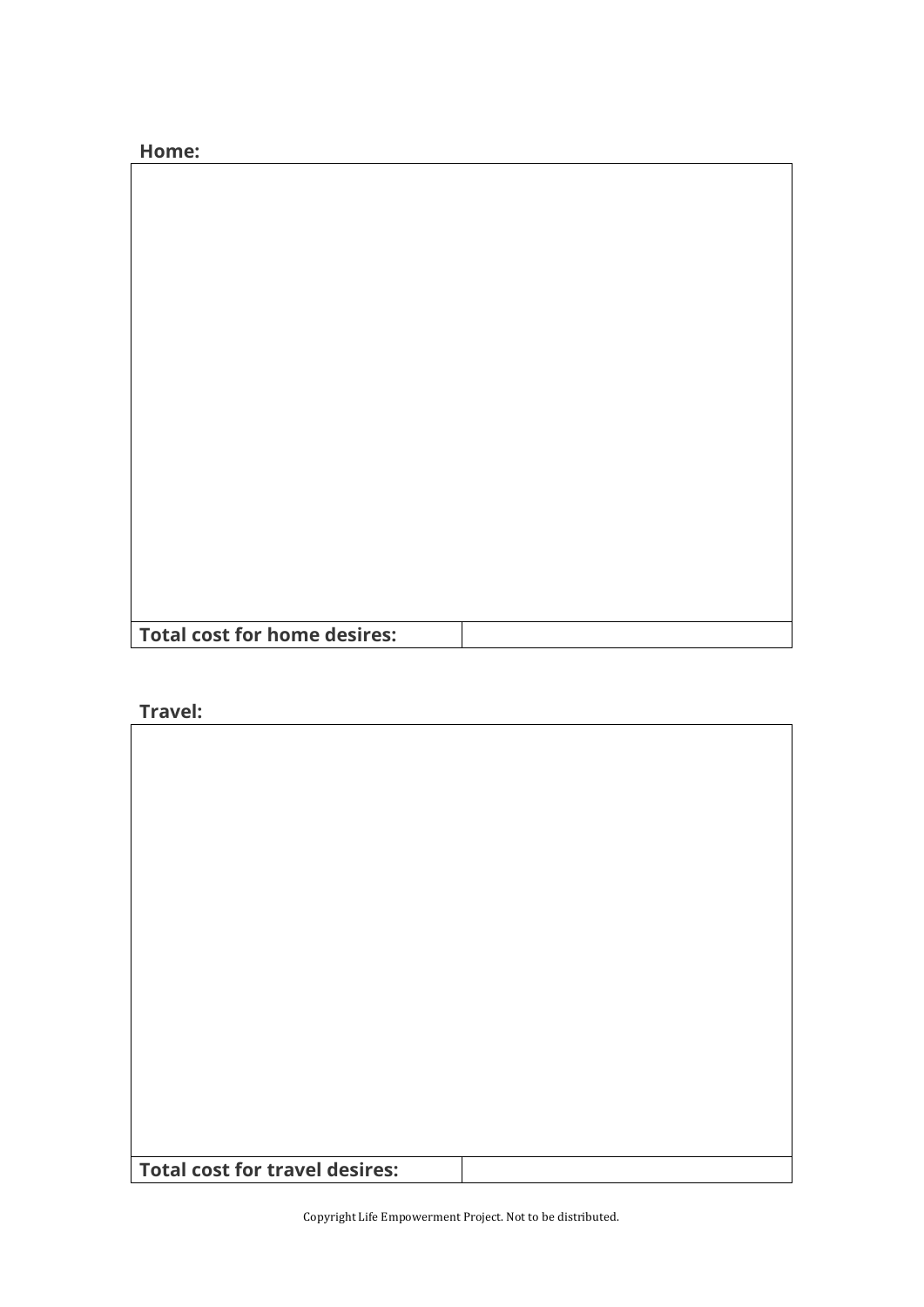**Home:**

| | |
|---|---|
| | |
| **Total cost for home desires:** | |

**Travel:**

| | |
|---|---|
| | |
| **Total cost for travel desires:** | |

Copyright Life Empowerment Project. Not to be distributed.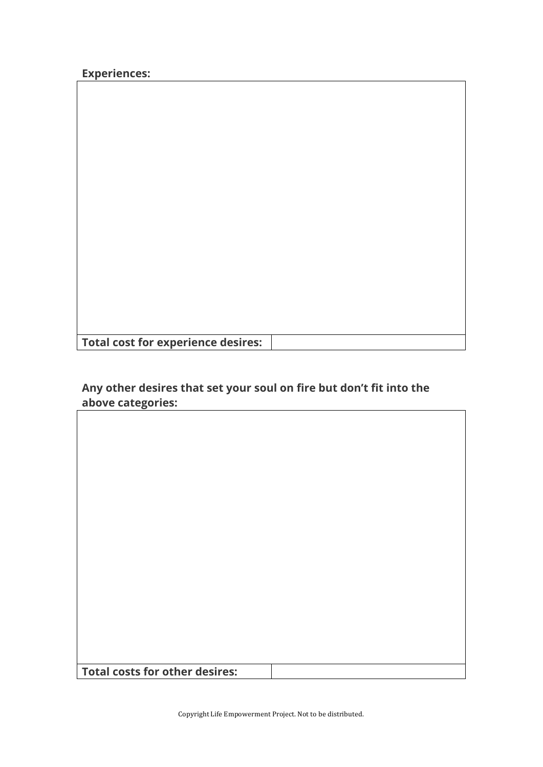**Experiences:**

| |
|---|
| |

| | |
|---|---|
| **Total cost for experience desires:** | |

**Any other desires that set your soul on fire but don't fit into the above categories:**

| |
|---|
| |

| | |
|---|---|
| **Total costs for other desires:** | |

Copyright Life Empowerment Project. Not to be distributed.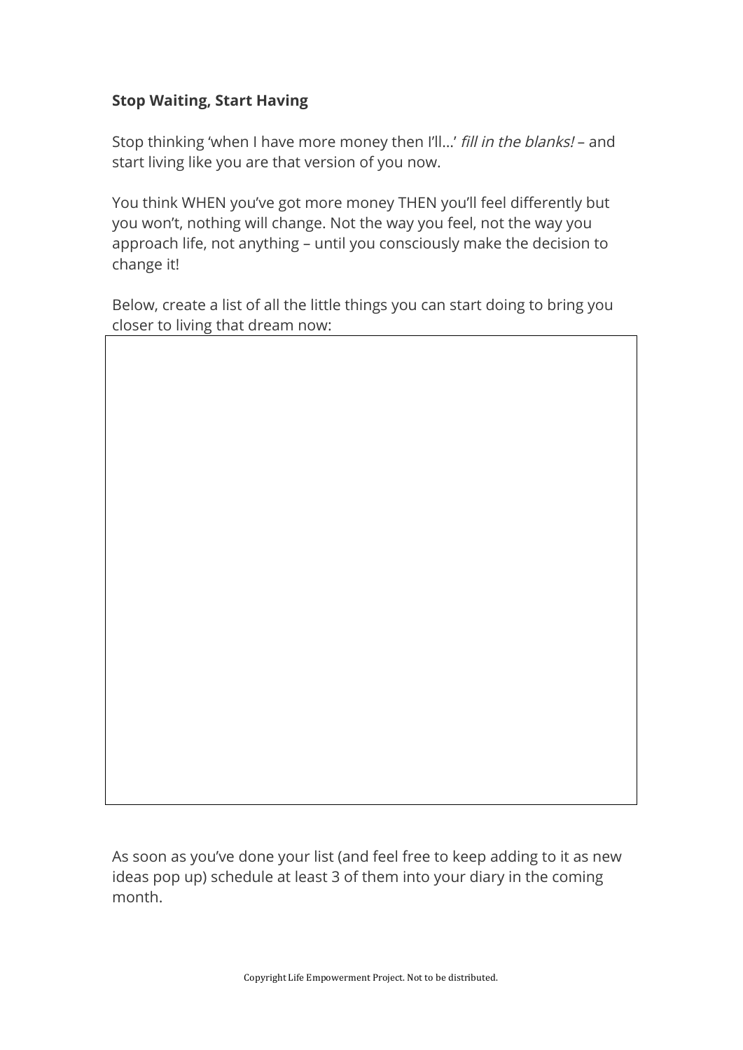**Stop Waiting, Start Having**

Stop thinking 'when I have more money then I'll...' *fill in the blanks!* – and start living like you are that version of you now.

You think WHEN you've got more money THEN you'll feel differently but you won't, nothing will change. Not the way you feel, not the way you approach life, not anything – until you consciously make the decision to change it!

Below, create a list of all the little things you can start doing to bring you closer to living that dream now:

As soon as you've done your list (and feel free to keep adding to it as new ideas pop up) schedule at least 3 of them into your diary in the coming month.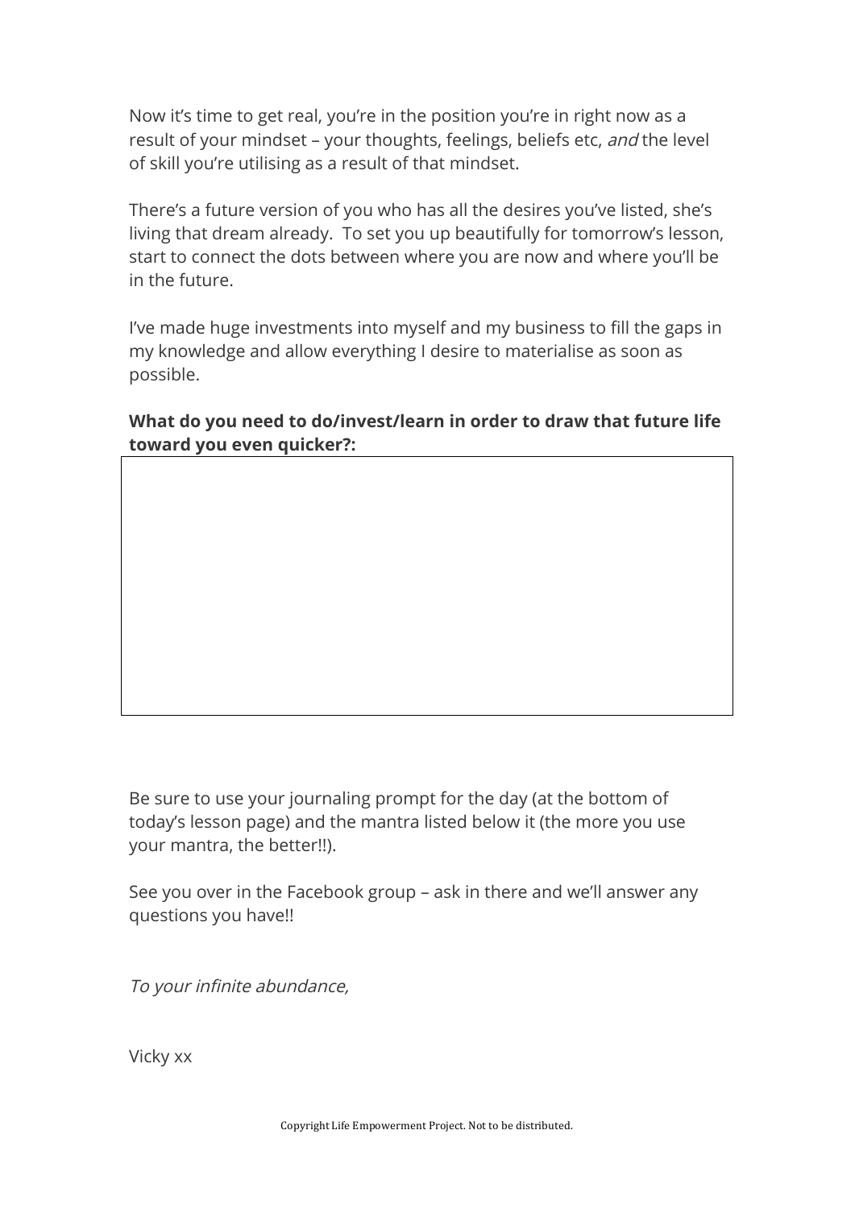Now it's time to get real, you're in the position you're in right now as a result of your mindset – your thoughts, feelings, beliefs etc, *and* the level of skill you're utilising as a result of that mindset.

There's a future version of you who has all the desires you've listed, she's living that dream already. To set you up beautifully for tomorrow's lesson, start to connect the dots between where you are now and where you'll be in the future.

I've made huge investments into myself and my business to fill the gaps in my knowledge and allow everything I desire to materialise as soon as possible.

**What do you need to do/invest/learn in order to draw that future life toward you even quicker?:**

Be sure to use your journaling prompt for the day (at the bottom of today's lesson page) and the mantra listed below it (the more you use your mantra, the better!!).

See you over in the Facebook group – ask in there and we'll answer any questions you have!!

*To your infinite abundance,*

Vicky xx

Copyright Life Empowerment Project. Not to be distributed.